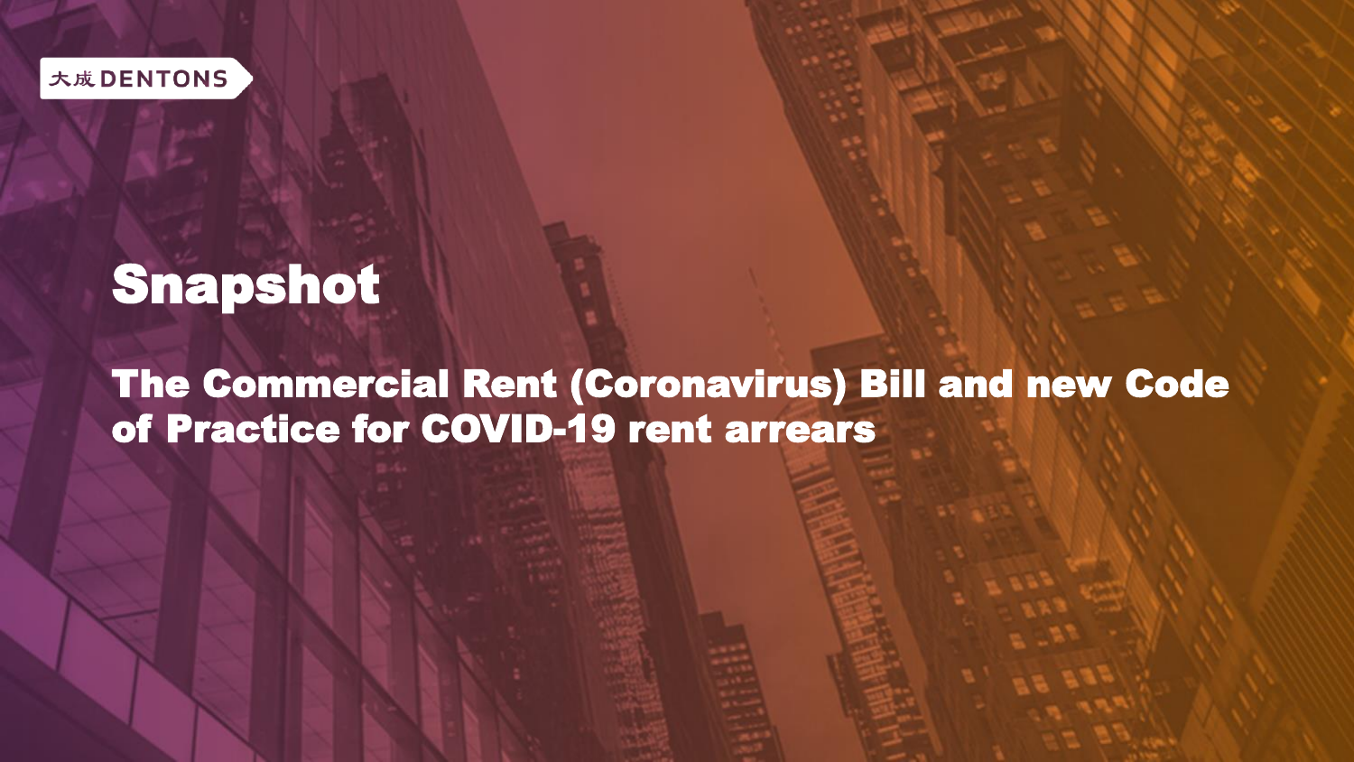大成 DENTONS

# Snapshot

## The Commercial Rent (Coronavirus) Bill and new Code of Practice for COVID-19 rent arrears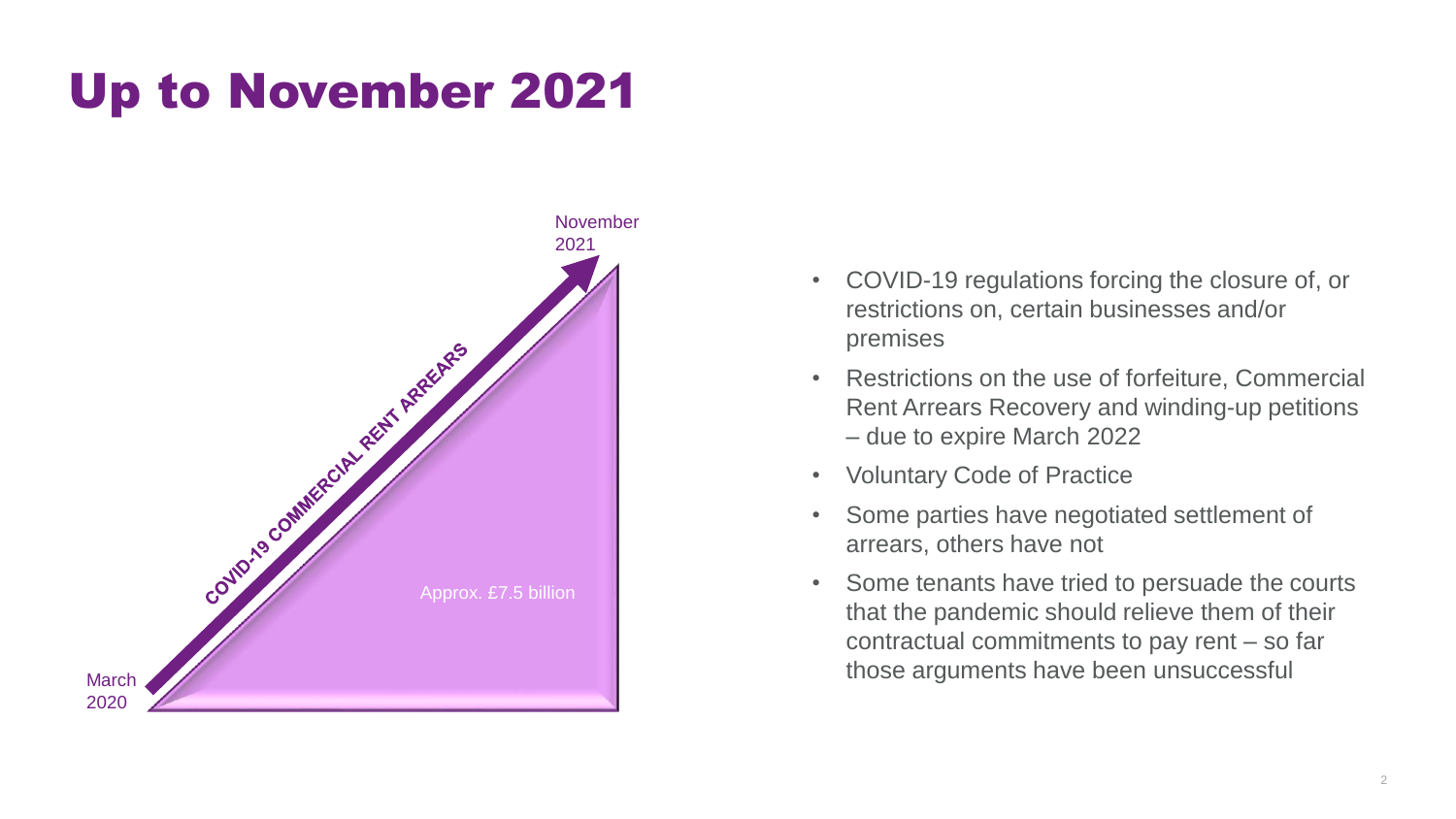# Up to November 2021

November 2021

COVID-19 COMMERCIAL RENT ARREARS

Approx. £7.5 billion

March 2020

- COVID-19 regulations forcing the closure of, or restrictions on, certain businesses and/or premises
- Restrictions on the use of forfeiture, Commercial Rent Arrears Recovery and winding-up petitions – due to expire March 2022
- Voluntary Code of Practice
- Some parties have negotiated settlement of arrears, others have not
- Some tenants have tried to persuade the courts that the pandemic should relieve them of their contractual commitments to pay rent – so far those arguments have been unsuccessful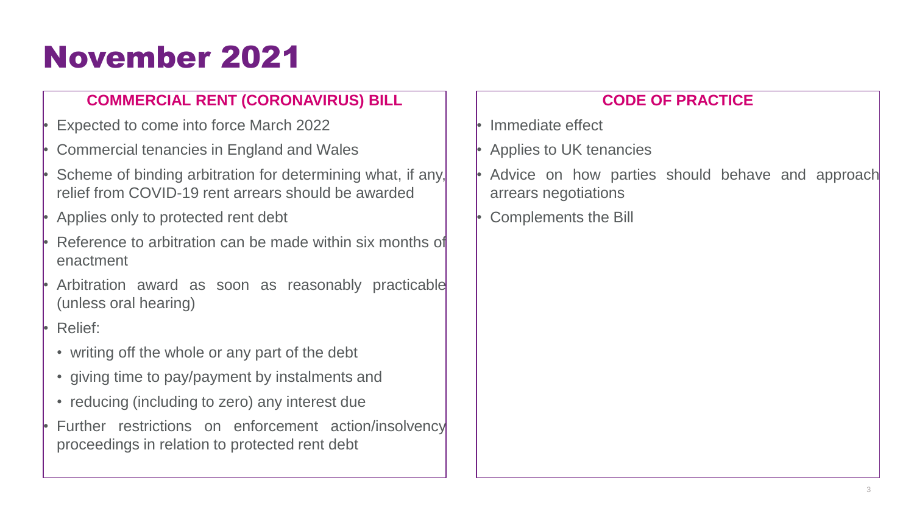# November 2021

## COMMERCIAL RENT (CORONAVIRUS) BILL

- Expected to come into force March 2022
- Commercial tenancies in England and Wales
- Scheme of binding arbitration for determining what, if any, relief from COVID-19 rent arrears should be awarded
- Applies only to protected rent debt
- Reference to arbitration can be made within six months of enactment
- Arbitration award as soon as reasonably practicable (unless oral hearing)
- Relief:
  - writing off the whole or any part of the debt
  - giving time to pay/payment by instalments and
  - reducing (including to zero) any interest due
- Further restrictions on enforcement action/insolvency proceedings in relation to protected rent debt

## CODE OF PRACTICE

- Immediate effect
- Applies to UK tenancies
- Advice on how parties should behave and approach arrears negotiations
- Complements the Bill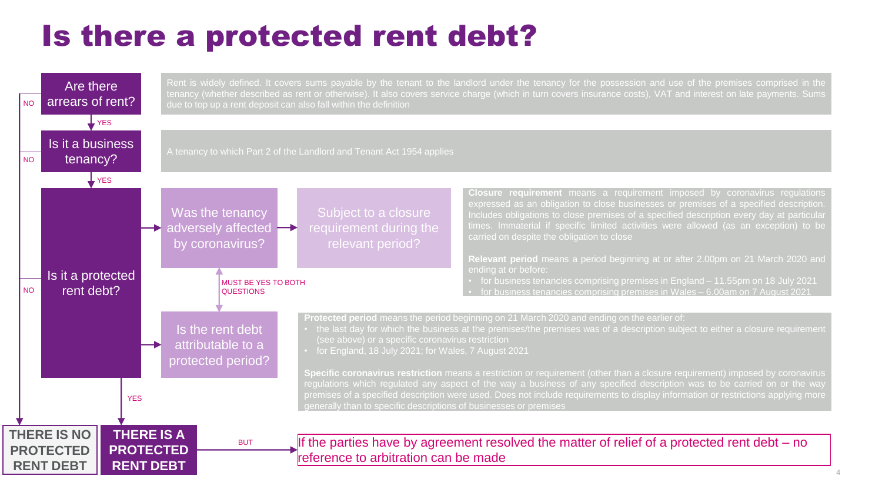# Is there a protected rent debt?

**Are there arrears of rent?**

Rent is widely defined. It covers sums payable by the tenant to the landlord under the tenancy for the possession and use of the premises comprised in the tenancy (whether described as rent or otherwise). It also covers service charge (which in turn covers insurance costs), VAT and interest on late payments. Sums due to top up a rent deposit can also fall within the definition

- NO → THERE IS NO PROTECTED RENT DEBT
- YES ↓

**Is it a business tenancy?**

A tenancy to which Part 2 of the Landlord and Tenant Act 1954 applies

- NO → THERE IS NO PROTECTED RENT DEBT
- YES ↓

**Is it a protected rent debt?**

- NO → THERE IS NO PROTECTED RENT DEBT

MUST BE YES TO BOTH QUESTIONS:

**Was the tenancy adversely affected by coronavirus?** → **Subject to a closure requirement during the relevant period?**

**Closure requirement** means a requirement imposed by coronavirus regulations expressed as an obligation to close businesses or premises of a specified description. Includes obligations to close premises of a specified description every day at particular times. Immaterial if specific limited activities were allowed (as an exception) to be carried on despite the obligation to close

**Relevant period** means a period beginning at or after 2.00pm on 21 March 2020 and ending at or before:

- for business tenancies comprising premises in England – 11.55pm on 18 July 2021
- for business tenancies comprising premises in Wales – 6.00am on 7 August 2021

**Is the rent debt attributable to a protected period?**

**Protected period** means the period beginning on 21 March 2020 and ending on the earlier of:

- the last day for which the business at the premises/the premises was of a description subject to either a closure requirement (see above) or a specific coronavirus restriction
- for England, 18 July 2021; for Wales, 7 August 2021

**Specific coronavirus restriction** means a restriction or requirement (other than a closure requirement) imposed by coronavirus regulations which regulated any aspect of the way a business of any specified description was to be carried on or the way premises of a specified description were used. Does not include requirements to display information or restrictions applying more generally than to specific descriptions of businesses or premises

- YES → **THERE IS A PROTECTED RENT DEBT**

BUT → If the parties have by agreement resolved the matter of relief of a protected rent debt – no reference to arbitration can be made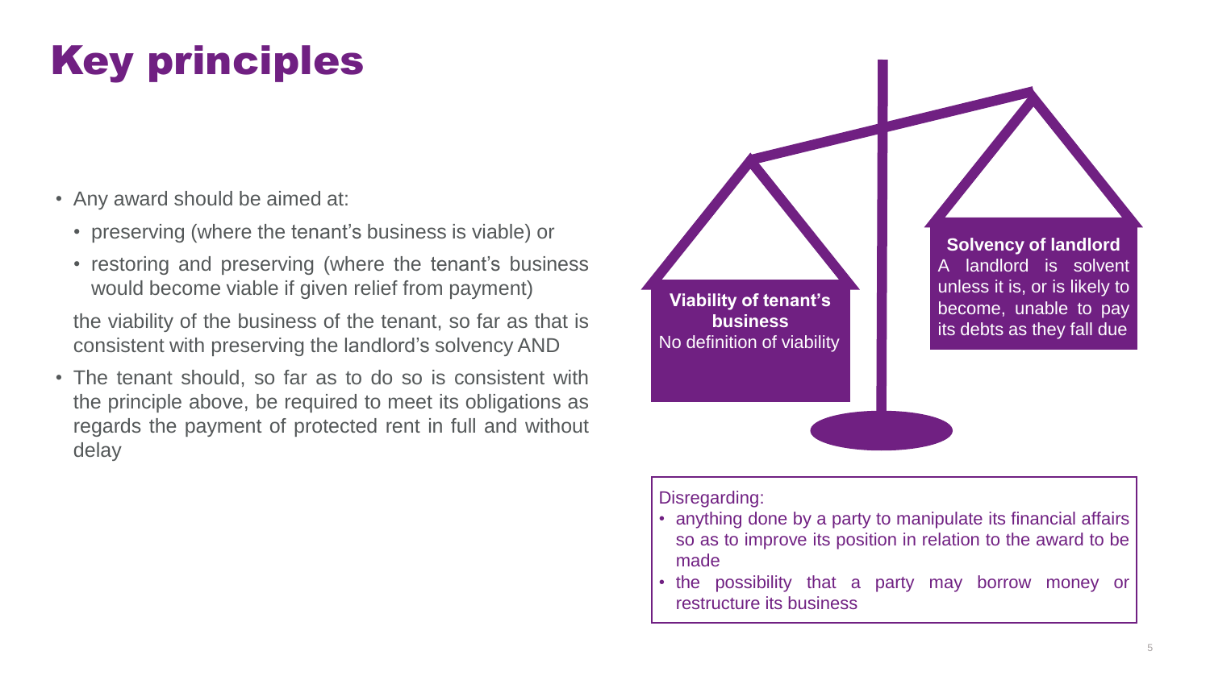# Key principles

- Any award should be aimed at:
  - preserving (where the tenant's business is viable) or
  - restoring and preserving (where the tenant's business would become viable if given relief from payment)

  the viability of the business of the tenant, so far as that is consistent with preserving the landlord's solvency AND
- The tenant should, so far as to do so is consistent with the principle above, be required to meet its obligations as regards the payment of protected rent in full and without delay

**Viability of tenant's business**
No definition of viability

**Solvency of landlord**
A landlord is solvent unless it is, or is likely to become, unable to pay its debts as they fall due

Disregarding:

- anything done by a party to manipulate its financial affairs so as to improve its position in relation to the award to be made
- the possibility that a party may borrow money or restructure its business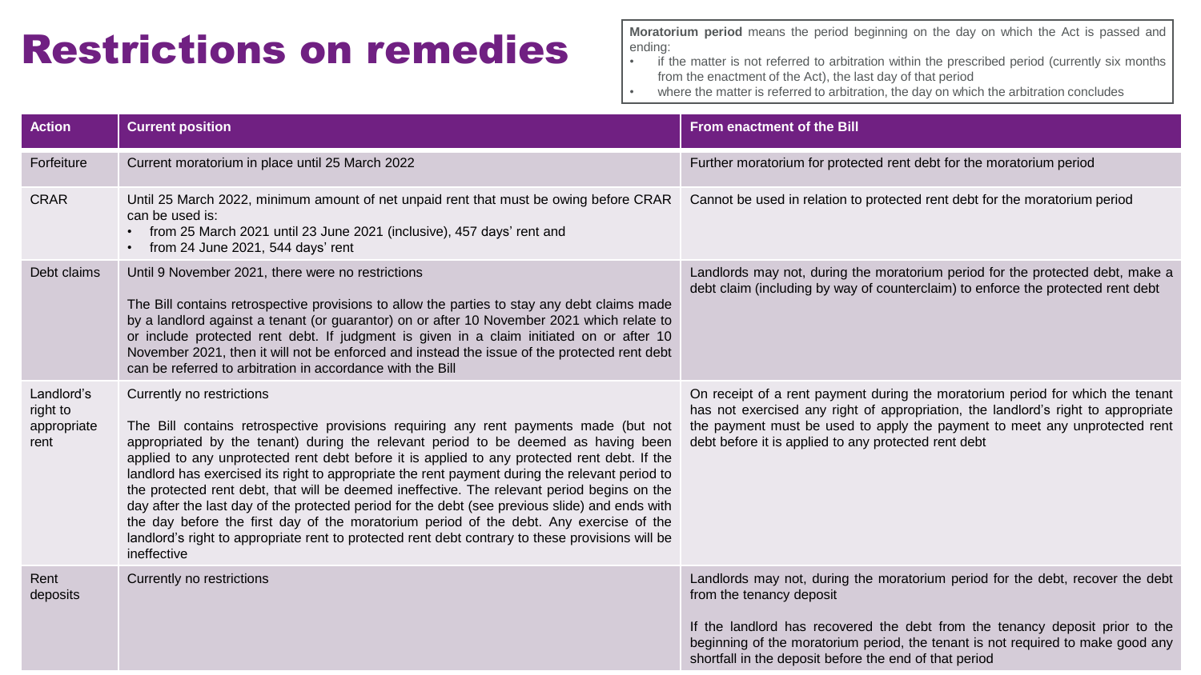# Restrictions on remedies

**Moratorium period** means the period beginning on the day on which the Act is passed and ending:

- if the matter is not referred to arbitration within the prescribed period (currently six months from the enactment of the Act), the last day of that period
- where the matter is referred to arbitration, the day on which the arbitration concludes

| Action | Current position | From enactment of the Bill |
|---|---|---|
| Forfeiture | Current moratorium in place until 25 March 2022 | Further moratorium for protected rent debt for the moratorium period |
| CRAR | Until 25 March 2022, minimum amount of net unpaid rent that must be owing before CRAR can be used is:<br>• from 25 March 2021 until 23 June 2021 (inclusive), 457 days' rent and<br>• from 24 June 2021, 544 days' rent | Cannot be used in relation to protected rent debt for the moratorium period |
| Debt claims | Until 9 November 2021, there were no restrictions<br><br>The Bill contains retrospective provisions to allow the parties to stay any debt claims made by a landlord against a tenant (or guarantor) on or after 10 November 2021 which relate to or include protected rent debt. If judgment is given in a claim initiated on or after 10 November 2021, then it will not be enforced and instead the issue of the protected rent debt can be referred to arbitration in accordance with the Bill | Landlords may not, during the moratorium period for the protected debt, make a debt claim (including by way of counterclaim) to enforce the protected rent debt |
| Landlord's right to appropriate rent | Currently no restrictions<br><br>The Bill contains retrospective provisions requiring any rent payments made (but not appropriated by the tenant) during the relevant period to be deemed as having been applied to any unprotected rent debt before it is applied to any protected rent debt. If the landlord has exercised its right to appropriate the rent payment during the relevant period to the protected rent debt, that will be deemed ineffective. The relevant period begins on the day after the last day of the protected period for the debt (see previous slide) and ends with the day before the first day of the moratorium period of the debt. Any exercise of the landlord's right to appropriate rent to protected rent debt contrary to these provisions will be ineffective | On receipt of a rent payment during the moratorium period for which the tenant has not exercised any right of appropriation, the landlord's right to appropriate the payment must be used to apply the payment to meet any unprotected rent debt before it is applied to any protected rent debt |
| Rent deposits | Currently no restrictions | Landlords may not, during the moratorium period for the debt, recover the debt from the tenancy deposit<br><br>If the landlord has recovered the debt from the tenancy deposit prior to the beginning of the moratorium period, the tenant is not required to make good any shortfall in the deposit before the end of that period |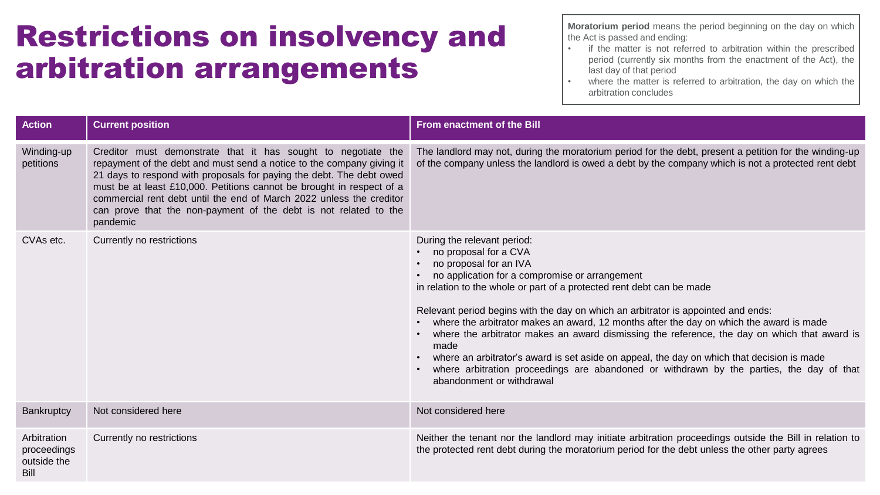# Restrictions on insolvency and arbitration arrangements

**Moratorium period** means the period beginning on the day on which the Act is passed and ending:

- if the matter is not referred to arbitration within the prescribed period (currently six months from the enactment of the Act), the last day of that period
- where the matter is referred to arbitration, the day on which the arbitration concludes

| Action | Current position | From enactment of the Bill |
| --- | --- | --- |
| Winding-up petitions | Creditor must demonstrate that it has sought to negotiate the repayment of the debt and must send a notice to the company giving it 21 days to respond with proposals for paying the debt. The debt owed must be at least £10,000. Petitions cannot be brought in respect of a commercial rent debt until the end of March 2022 unless the creditor can prove that the non-payment of the debt is not related to the pandemic | The landlord may not, during the moratorium period for the debt, present a petition for the winding-up of the company unless the landlord is owed a debt by the company which is not a protected rent debt |
| CVAs etc. | Currently no restrictions | During the relevant period:<br>• no proposal for a CVA<br>• no proposal for an IVA<br>• no application for a compromise or arrangement<br>in relation to the whole or part of a protected rent debt can be made<br><br>Relevant period begins with the day on which an arbitrator is appointed and ends:<br>• where the arbitrator makes an award, 12 months after the day on which the award is made<br>• where the arbitrator makes an award dismissing the reference, the day on which that award is made<br>• where an arbitrator's award is set aside on appeal, the day on which that decision is made<br>• where arbitration proceedings are abandoned or withdrawn by the parties, the day of that abandonment or withdrawal |
| Bankruptcy | Not considered here | Not considered here |
| Arbitration proceedings outside the Bill | Currently no restrictions | Neither the tenant nor the landlord may initiate arbitration proceedings outside the Bill in relation to the protected rent debt during the moratorium period for the debt unless the other party agrees |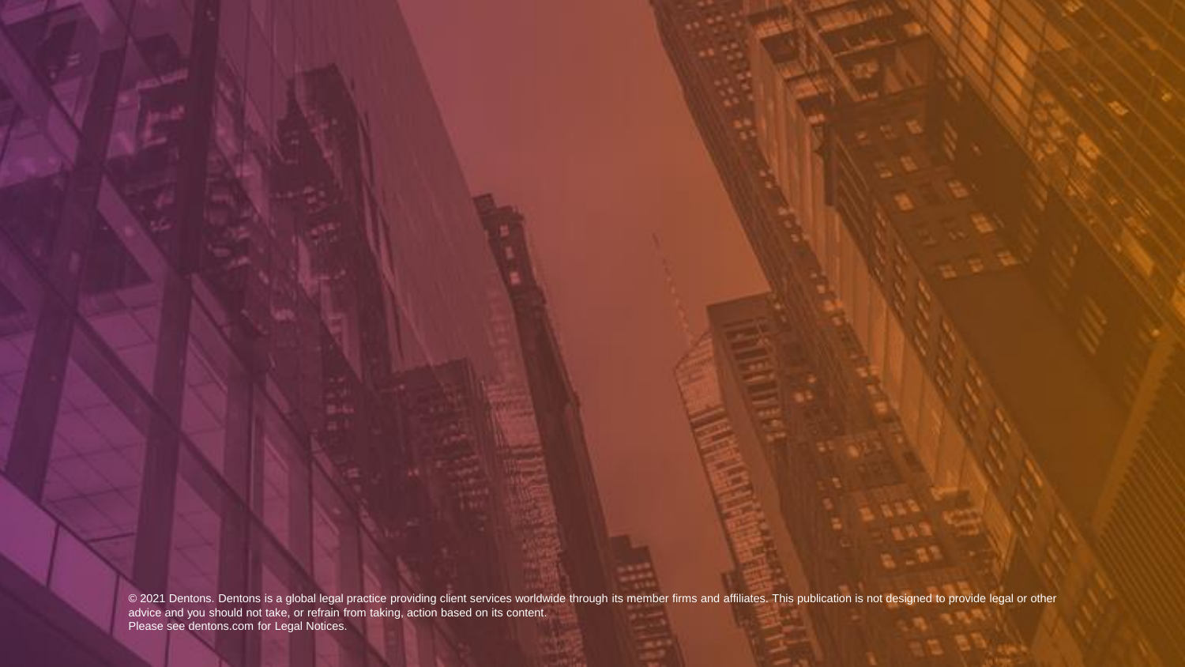© 2021 Dentons. Dentons is a global legal practice providing client services worldwide through its member firms and affiliates. This publication is not designed to provide legal or other advice and you should not take, or refrain from taking, action based on its content.
Please see dentons.com for Legal Notices.